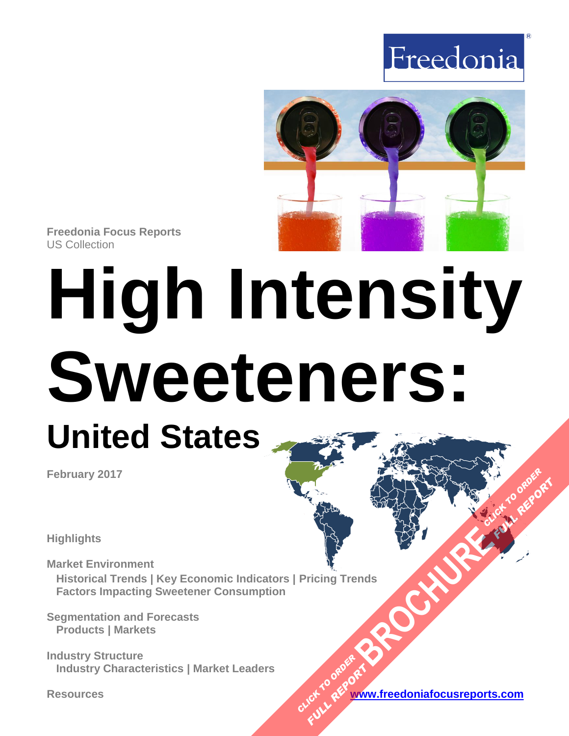Freedonia

Freedonia Focus Reports
US Collection

# High Intensity Sweeteners:

## United States

February 2017

**Highlights**

**Market Environment**
Historical Trends | Key Economic Indicators | Pricing Trends
Factors Impacting Sweetener Consumption

**Segmentation and Forecasts**
Products | Markets

**Industry Structure**
Industry Characteristics | Market Leaders

**Resources**

CLICK TO ORDER FULL REPORT BROCHURE CLICK TO ORDER FULL REPORT

www.freedoniafocusreports.com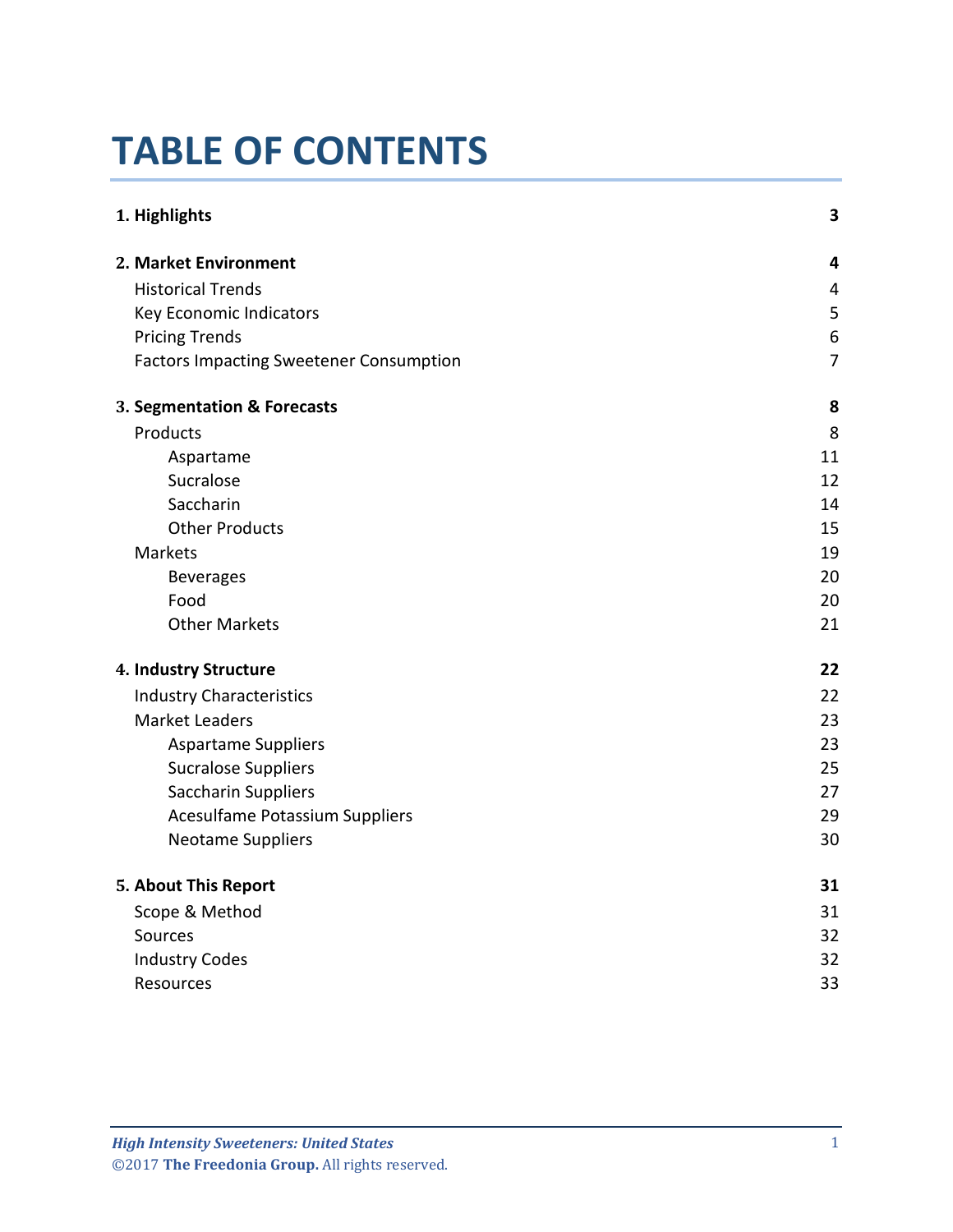# TABLE OF CONTENTS

| | |
|---|---|
| **1. Highlights** | **3** |
| **2. Market Environment** | **4** |
| Historical Trends | 4 |
| Key Economic Indicators | 5 |
| Pricing Trends | 6 |
| Factors Impacting Sweetener Consumption | 7 |
| **3. Segmentation & Forecasts** | **8** |
| Products | 8 |
| Aspartame | 11 |
| Sucralose | 12 |
| Saccharin | 14 |
| Other Products | 15 |
| Markets | 19 |
| Beverages | 20 |
| Food | 20 |
| Other Markets | 21 |
| **4. Industry Structure** | **22** |
| Industry Characteristics | 22 |
| Market Leaders | 23 |
| Aspartame Suppliers | 23 |
| Sucralose Suppliers | 25 |
| Saccharin Suppliers | 27 |
| Acesulfame Potassium Suppliers | 29 |
| Neotame Suppliers | 30 |
| **5. About This Report** | **31** |
| Scope & Method | 31 |
| Sources | 32 |
| Industry Codes | 32 |
| Resources | 33 |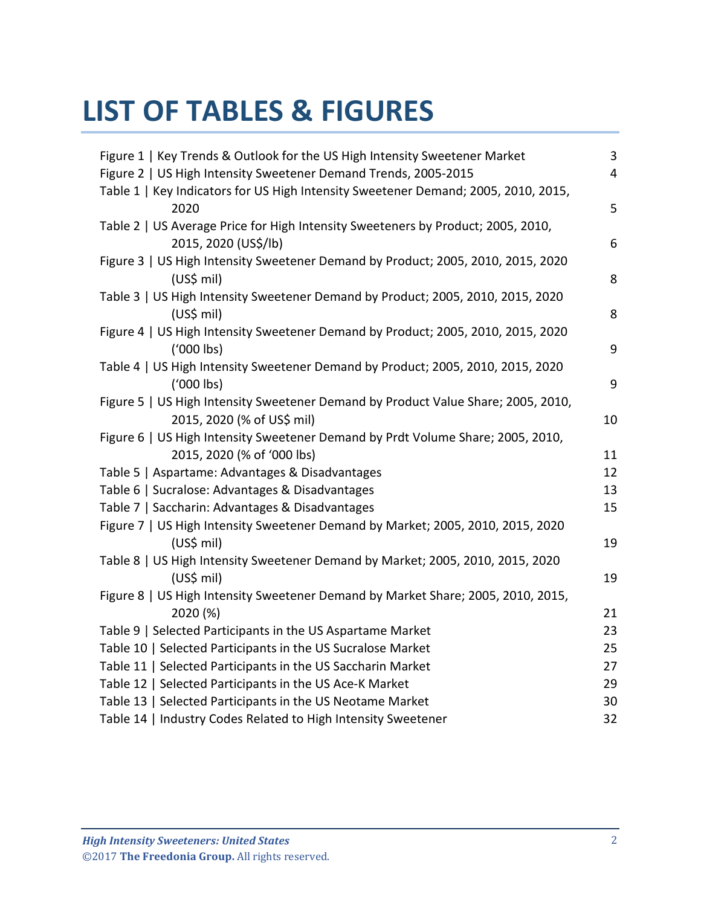# LIST OF TABLES & FIGURES

| | |
|---|---|
| Figure 1 \| Key Trends & Outlook for the US High Intensity Sweetener Market | 3 |
| Figure 2 \| US High Intensity Sweetener Demand Trends, 2005-2015 | 4 |
| Table 1 \| Key Indicators for US High Intensity Sweetener Demand; 2005, 2010, 2015, 2020 | 5 |
| Table 2 \| US Average Price for High Intensity Sweeteners by Product; 2005, 2010, 2015, 2020 (US$/lb) | 6 |
| Figure 3 \| US High Intensity Sweetener Demand by Product; 2005, 2010, 2015, 2020 (US$ mil) | 8 |
| Table 3 \| US High Intensity Sweetener Demand by Product; 2005, 2010, 2015, 2020 (US$ mil) | 8 |
| Figure 4 \| US High Intensity Sweetener Demand by Product; 2005, 2010, 2015, 2020 ('000 lbs) | 9 |
| Table 4 \| US High Intensity Sweetener Demand by Product; 2005, 2010, 2015, 2020 ('000 lbs) | 9 |
| Figure 5 \| US High Intensity Sweetener Demand by Product Value Share; 2005, 2010, 2015, 2020 (% of US$ mil) | 10 |
| Figure 6 \| US High Intensity Sweetener Demand by Prdt Volume Share; 2005, 2010, 2015, 2020 (% of '000 lbs) | 11 |
| Table 5 \| Aspartame: Advantages & Disadvantages | 12 |
| Table 6 \| Sucralose: Advantages & Disadvantages | 13 |
| Table 7 \| Saccharin: Advantages & Disadvantages | 15 |
| Figure 7 \| US High Intensity Sweetener Demand by Market; 2005, 2010, 2015, 2020 (US$ mil) | 19 |
| Table 8 \| US High Intensity Sweetener Demand by Market; 2005, 2010, 2015, 2020 (US$ mil) | 19 |
| Figure 8 \| US High Intensity Sweetener Demand by Market Share; 2005, 2010, 2015, 2020 (%) | 21 |
| Table 9 \| Selected Participants in the US Aspartame Market | 23 |
| Table 10 \| Selected Participants in the US Sucralose Market | 25 |
| Table 11 \| Selected Participants in the US Saccharin Market | 27 |
| Table 12 \| Selected Participants in the US Ace-K Market | 29 |
| Table 13 \| Selected Participants in the US Neotame Market | 30 |
| Table 14 \| Industry Codes Related to High Intensity Sweetener | 32 |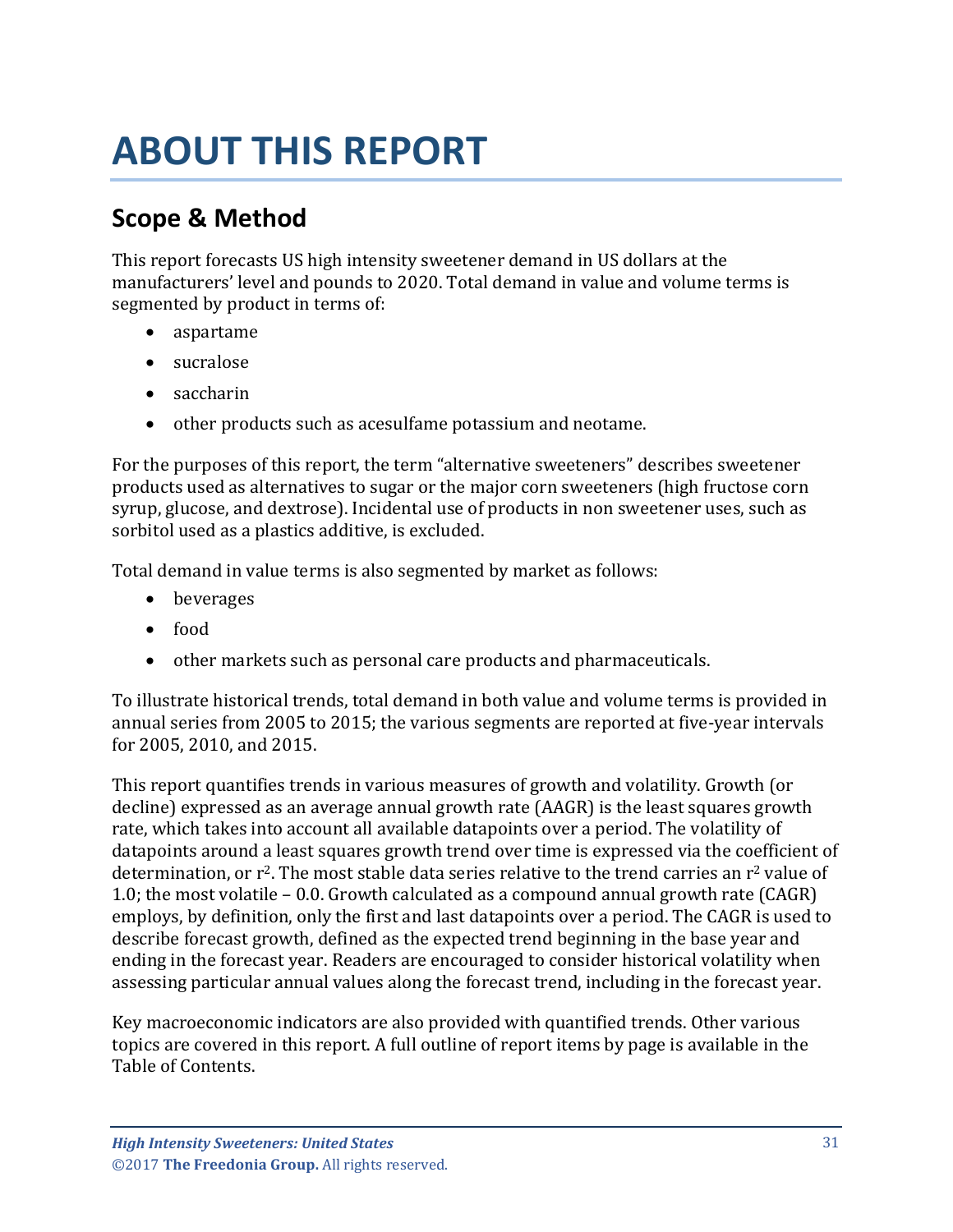# ABOUT THIS REPORT

## Scope & Method

This report forecasts US high intensity sweetener demand in US dollars at the manufacturers' level and pounds to 2020. Total demand in value and volume terms is segmented by product in terms of:

- aspartame
- sucralose
- saccharin
- other products such as acesulfame potassium and neotame.

For the purposes of this report, the term "alternative sweeteners" describes sweetener products used as alternatives to sugar or the major corn sweeteners (high fructose corn syrup, glucose, and dextrose). Incidental use of products in non sweetener uses, such as sorbitol used as a plastics additive, is excluded.

Total demand in value terms is also segmented by market as follows:

- beverages
- food
- other markets such as personal care products and pharmaceuticals.

To illustrate historical trends, total demand in both value and volume terms is provided in annual series from 2005 to 2015; the various segments are reported at five-year intervals for 2005, 2010, and 2015.

This report quantifies trends in various measures of growth and volatility. Growth (or decline) expressed as an average annual growth rate (AAGR) is the least squares growth rate, which takes into account all available datapoints over a period. The volatility of datapoints around a least squares growth trend over time is expressed via the coefficient of determination, or $r^2$. The most stable data series relative to the trend carries an $r^2$ value of 1.0; the most volatile – 0.0. Growth calculated as a compound annual growth rate (CAGR) employs, by definition, only the first and last datapoints over a period. The CAGR is used to describe forecast growth, defined as the expected trend beginning in the base year and ending in the forecast year. Readers are encouraged to consider historical volatility when assessing particular annual values along the forecast trend, including in the forecast year.

Key macroeconomic indicators are also provided with quantified trends. Other various topics are covered in this report. A full outline of report items by page is available in the Table of Contents.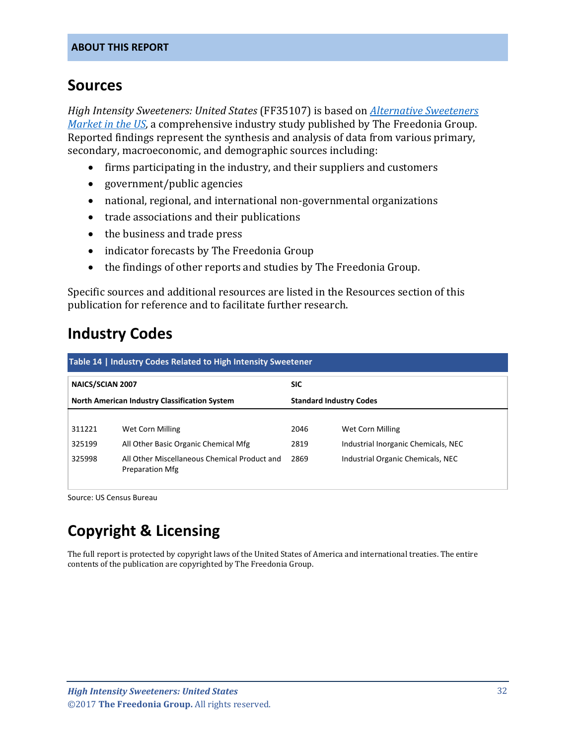**ABOUT THIS REPORT**

## Sources

*High Intensity Sweeteners: United States* (FF35107) is based on *Alternative Sweeteners Market in the US*, a comprehensive industry study published by The Freedonia Group. Reported findings represent the synthesis and analysis of data from various primary, secondary, macroeconomic, and demographic sources including:

- firms participating in the industry, and their suppliers and customers
- government/public agencies
- national, regional, and international non-governmental organizations
- trade associations and their publications
- the business and trade press
- indicator forecasts by The Freedonia Group
- the findings of other reports and studies by The Freedonia Group.

Specific sources and additional resources are listed in the Resources section of this publication for reference and to facilitate further research.

## Industry Codes

**Table 14 | Industry Codes Related to High Intensity Sweetener**

| NAICS/SCIAN 2007 | | SIC | |
|---|---|---|---|
| **North American Industry Classification System** | | **Standard Industry Codes** | |
| 311221 | Wet Corn Milling | 2046 | Wet Corn Milling |
| 325199 | All Other Basic Organic Chemical Mfg | 2819 | Industrial Inorganic Chemicals, NEC |
| 325998 | All Other Miscellaneous Chemical Product and Preparation Mfg | 2869 | Industrial Organic Chemicals, NEC |

Source: US Census Bureau

## Copyright & Licensing

The full report is protected by copyright laws of the United States of America and international treaties. The entire contents of the publication are copyrighted by The Freedonia Group.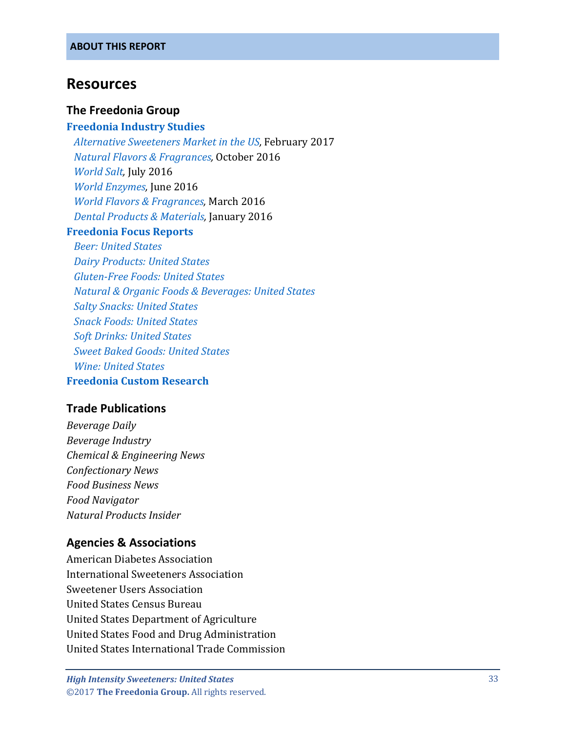**ABOUT THIS REPORT**

# Resources

## The Freedonia Group

**Freedonia Industry Studies**

*Alternative Sweeteners Market in the US*, February 2017
*Natural Flavors & Fragrances*, October 2016
*World Salt*, July 2016
*World Enzymes*, June 2016
*World Flavors & Fragrances*, March 2016
*Dental Products & Materials*, January 2016

**Freedonia Focus Reports**

*Beer: United States*
*Dairy Products: United States*
*Gluten-Free Foods: United States*
*Natural & Organic Foods & Beverages: United States*
*Salty Snacks: United States*
*Snack Foods: United States*
*Soft Drinks: United States*
*Sweet Baked Goods: United States*
*Wine: United States*

**Freedonia Custom Research**

## Trade Publications

*Beverage Daily*
*Beverage Industry*
*Chemical & Engineering News*
*Confectionary News*
*Food Business News*
*Food Navigator*
*Natural Products Insider*

## Agencies & Associations

American Diabetes Association
International Sweeteners Association
Sweetener Users Association
United States Census Bureau
United States Department of Agriculture
United States Food and Drug Administration
United States International Trade Commission